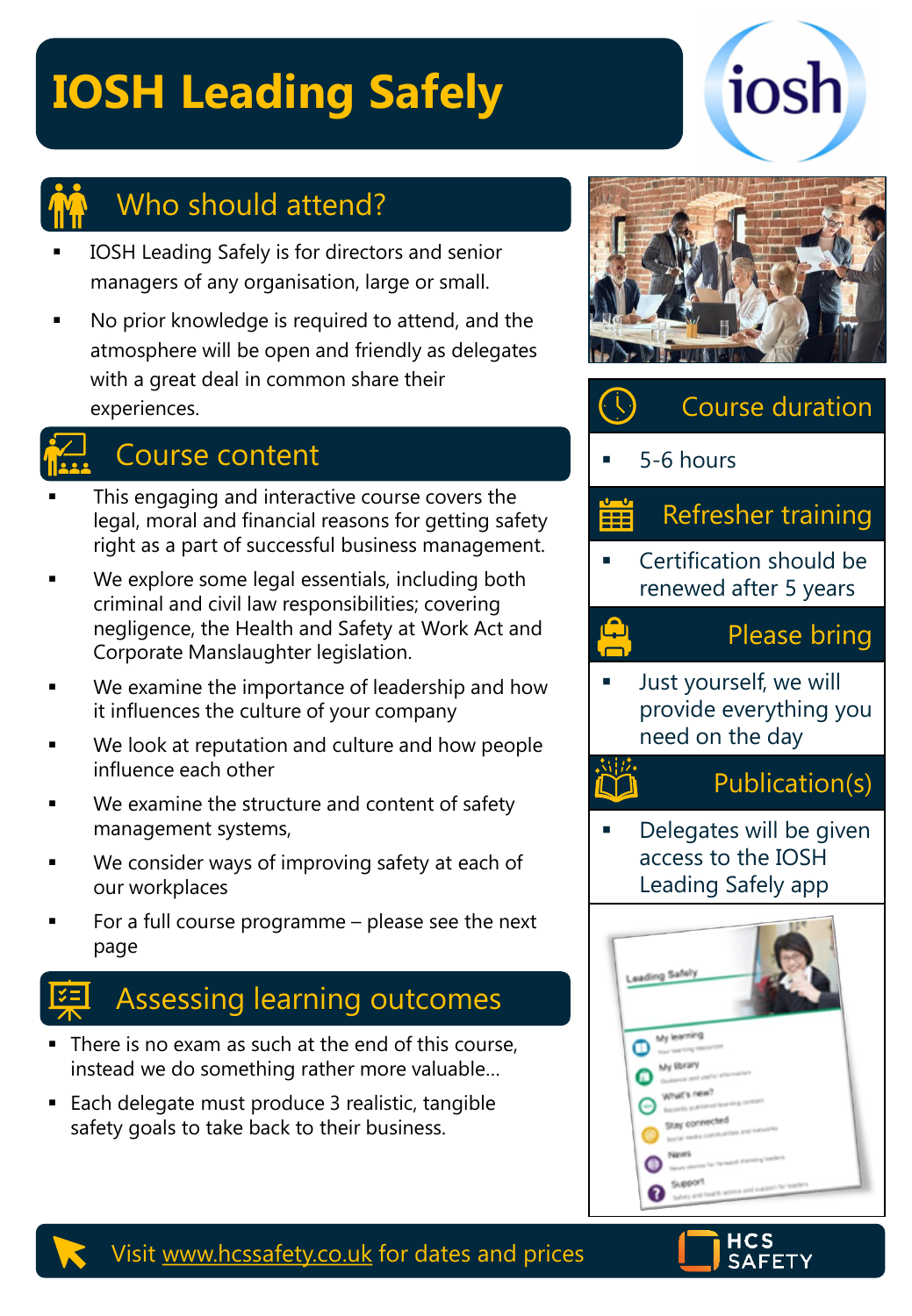# IOSH Leading Safely

## Who should attend?

- IOSH Leading Safely is for directors and senior managers of any organisation, large or small.
- No prior knowledge is required to attend, and the atmosphere will be open and friendly as delegates with a great deal in common share their experiences.

## Course content

- This engaging and interactive course covers the legal, moral and financial reasons for getting safety right as a part of successful business management.
- We explore some legal essentials, including both criminal and civil law responsibilities; covering negligence, the Health and Safety at Work Act and Corporate Manslaughter legislation.
- We examine the importance of leadership and how it influences the culture of your company
- We look at reputation and culture and how people influence each other
- We examine the structure and content of safety management systems,
- We consider ways of improving safety at each of our workplaces
- For a full course programme – please see the next page

## Assessing learning outcomes

- There is no exam as such at the end of this course, instead we do something rather more valuable…
- Each delegate must produce 3 realistic, tangible safety goals to take back to their business.

## Course duration

- 5-6 hours

## Refresher training

- Certification should be renewed after 5 years

## Please bring

- Just yourself, we will provide everything you need on the day

## Publication(s)

- Delegates will be given access to the IOSH Leading Safely app

Visit www.hcssafety.co.uk for dates and prices

HCS SAFETY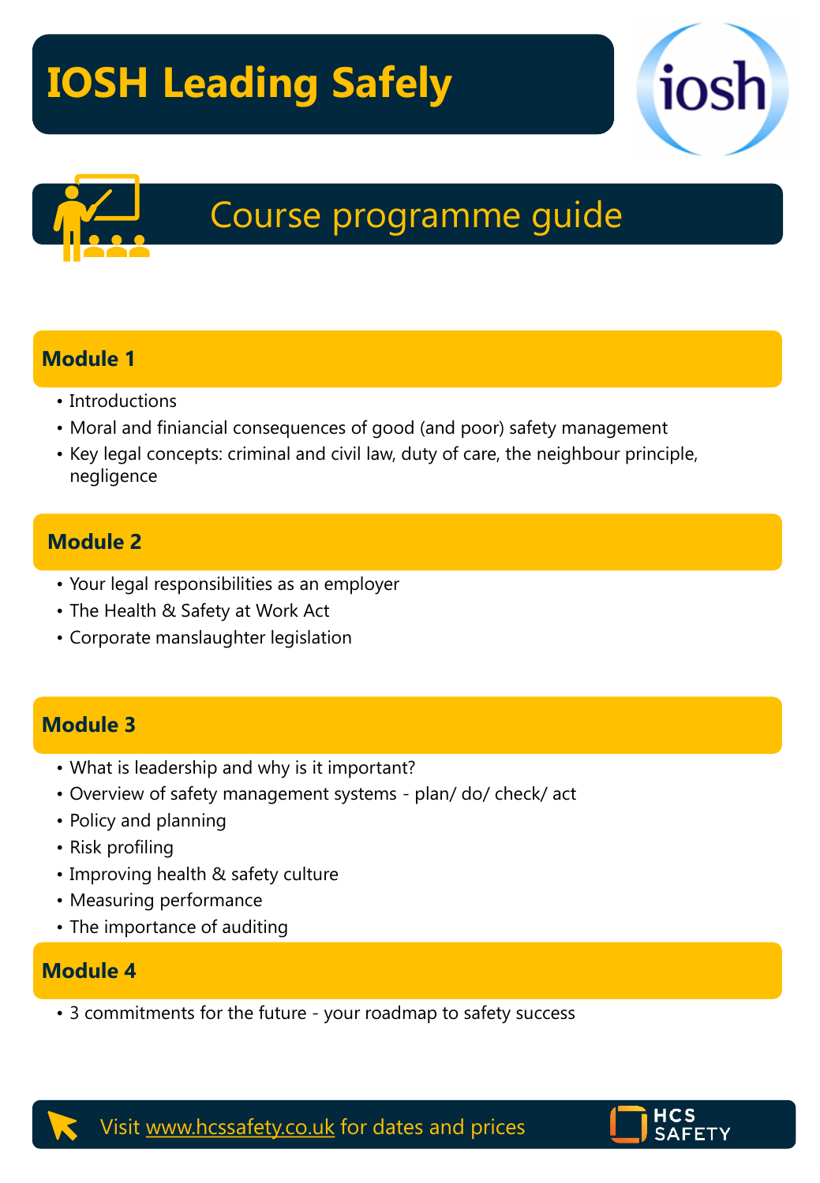# IOSH Leading Safely

## Course programme guide

### Module 1

- Introductions
- Moral and finiancial consequences of good (and poor) safety management
- Key legal concepts: criminal and civil law, duty of care, the neighbour principle, negligence

### Module 2

- Your legal responsibilities as an employer
- The Health & Safety at Work Act
- Corporate manslaughter legislation

### Module 3

- What is leadership and why is it important?
- Overview of safety management systems - plan/ do/ check/ act
- Policy and planning
- Risk profiling
- Improving health & safety culture
- Measuring performance
- The importance of auditing

### Module 4

- 3 commitments for the future - your roadmap to safety success

Visit www.hcssafety.co.uk for dates and prices

HCS SAFETY